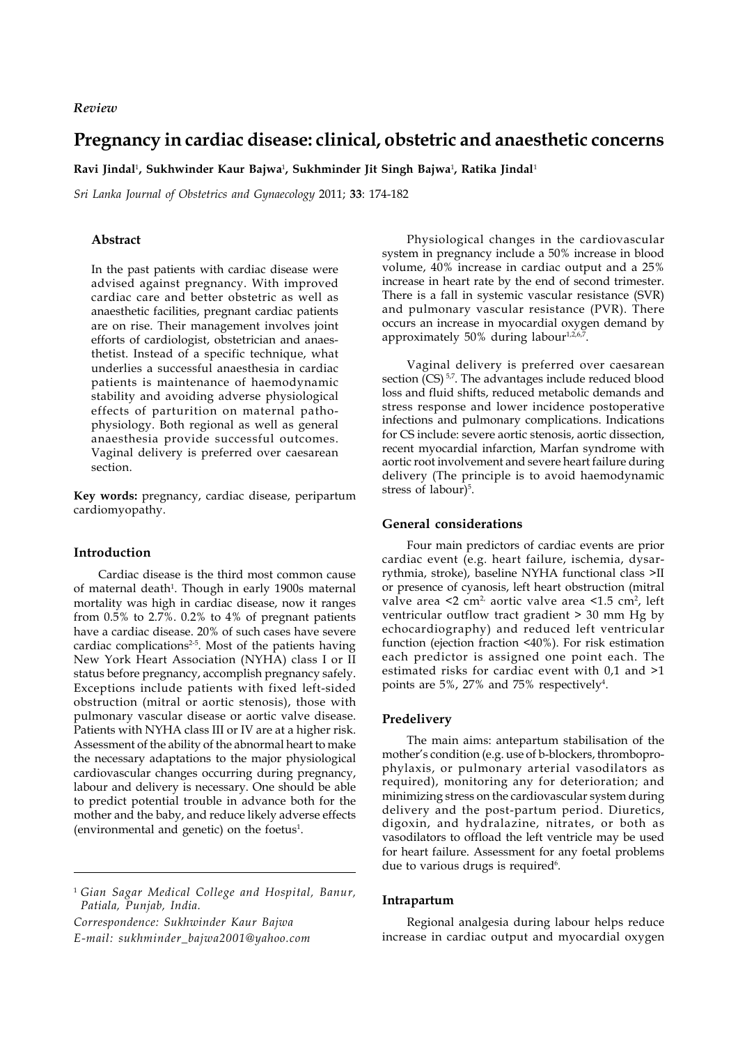*Review*

# Pregnancy in cardiac disease: clinical, obstetric and anaesthetic concerns

**Ravi Jindal[1], Sukhwinder Kaur Bajwa[1], Sukhminder Jit Singh Bajwa[1], Ratika Jindal[1]**

*Sri Lanka Journal of Obstetrics and Gynaecology* 2011; **33**: 174-182

### Abstract

In the past patients with cardiac disease were advised against pregnancy. With improved cardiac care and better obstetric as well as anaesthetic facilities, pregnant cardiac patients are on rise. Their management involves joint efforts of cardiologist, obstetrician and anaesthetist. Instead of a specific technique, what underlies a successful anaesthesia in cardiac patients is maintenance of haemodynamic stability and avoiding adverse physiological effects of parturition on maternal pathophysiology. Both regional as well as general anaesthesia provide successful outcomes. Vaginal delivery is preferred over caesarean section.

**Key words:** pregnancy, cardiac disease, peripartum cardiomyopathy.

### Introduction

Cardiac disease is the third most common cause of maternal death[1]. Though in early 1900s maternal mortality was high in cardiac disease, now it ranges from 0.5% to 2.7%. 0.2% to 4% of pregnant patients have a cardiac disease. 20% of such cases have severe cardiac complications[2-5]. Most of the patients having New York Heart Association (NYHA) class I or II status before pregnancy, accomplish pregnancy safely. Exceptions include patients with fixed left-sided obstruction (mitral or aortic stenosis), those with pulmonary vascular disease or aortic valve disease. Patients with NYHA class III or IV are at a higher risk. Assessment of the ability of the abnormal heart to make the necessary adaptations to the major physiological cardiovascular changes occurring during pregnancy, labour and delivery is necessary. One should be able to predict potential trouble in advance both for the mother and the baby, and reduce likely adverse effects (environmental and genetic) on the foetus[1].

[1] *Gian Sagar Medical College and Hospital, Banur, Patiala, Punjab, India.*

*Correspondence: Sukhwinder Kaur Bajwa*

*E-mail: sukhminder_bajwa2001@yahoo.com*

Physiological changes in the cardiovascular system in pregnancy include a 50% increase in blood volume, 40% increase in cardiac output and a 25% increase in heart rate by the end of second trimester. There is a fall in systemic vascular resistance (SVR) and pulmonary vascular resistance (PVR). There occurs an increase in myocardial oxygen demand by approximately 50% during labour[1,2,6,7].

Vaginal delivery is preferred over caesarean section (CS)[5,7]. The advantages include reduced blood loss and fluid shifts, reduced metabolic demands and stress response and lower incidence postoperative infections and pulmonary complications. Indications for CS include: severe aortic stenosis, aortic dissection, recent myocardial infarction, Marfan syndrome with aortic root involvement and severe heart failure during delivery (The principle is to avoid haemodynamic stress of labour)[5].

### General considerations

Four main predictors of cardiac events are prior cardiac event (e.g. heart failure, ischemia, dysarrythmia, stroke), baseline NYHA functional class >II or presence of cyanosis, left heart obstruction (mitral valve area <2 $cm^2$, aortic valve area <1.5 $cm^2$, left ventricular outflow tract gradient > 30 mm Hg by echocardiography) and reduced left ventricular function (ejection fraction <40%). For risk estimation each predictor is assigned one point each. The estimated risks for cardiac event with 0,1 and >1 points are 5%, 27% and 75% respectively[4].

### Predelivery

The main aims: antepartum stabilisation of the mother's condition (e.g. use of b-blockers, thromboprophylaxis, or pulmonary arterial vasodilators as required), monitoring any for deterioration; and minimizing stress on the cardiovascular system during delivery and the post-partum period. Diuretics, digoxin, and hydralazine, nitrates, or both as vasodilators to offload the left ventricle may be used for heart failure. Assessment for any foetal problems due to various drugs is required[6].

### Intrapartum

Regional analgesia during labour helps reduce increase in cardiac output and myocardial oxygen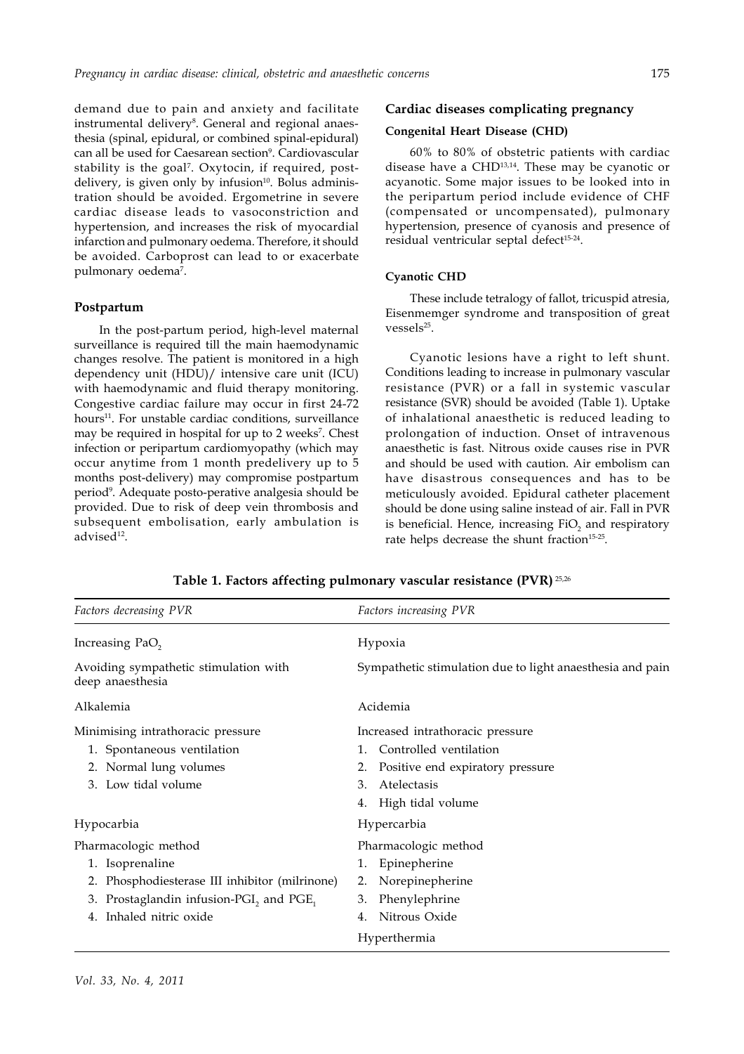demand due to pain and anxiety and facilitate instrumental delivery[8]. General and regional anaesthesia (spinal, epidural, or combined spinal-epidural) can all be used for Caesarean section[9]. Cardiovascular stability is the goal[7]. Oxytocin, if required, post-delivery, is given only by infusion[10]. Bolus administration should be avoided. Ergometrine in severe cardiac disease leads to vasoconstriction and hypertension, and increases the risk of myocardial infarction and pulmonary oedema. Therefore, it should be avoided. Carboprost can lead to or exacerbate pulmonary oedema[7].

### Postpartum

In the post-partum period, high-level maternal surveillance is required till the main haemodynamic changes resolve. The patient is monitored in a high dependency unit (HDU)/ intensive care unit (ICU) with haemodynamic and fluid therapy monitoring. Congestive cardiac failure may occur in first 24-72 hours[11]. For unstable cardiac conditions, surveillance may be required in hospital for up to 2 weeks[7]. Chest infection or peripartum cardiomyopathy (which may occur anytime from 1 month predelivery up to 5 months post-delivery) may compromise postpartum period[9]. Adequate posto-perative analgesia should be provided. Due to risk of deep vein thrombosis and subsequent embolisation, early ambulation is advised[12].

## Cardiac diseases complicating pregnancy

### Congenital Heart Disease (CHD)

60% to 80% of obstetric patients with cardiac disease have a CHD[13,14]. These may be cyanotic or acyanotic. Some major issues to be looked into in the peripartum period include evidence of CHF (compensated or uncompensated), pulmonary hypertension, presence of cyanosis and presence of residual ventricular septal defect[15-24].

### Cyanotic CHD

These include tetralogy of fallot, tricuspid atresia, Eisenmemger syndrome and transposition of great vessels[25].

Cyanotic lesions have a right to left shunt. Conditions leading to increase in pulmonary vascular resistance (PVR) or a fall in systemic vascular resistance (SVR) should be avoided (Table 1). Uptake of inhalational anaesthetic is reduced leading to prolongation of induction. Onset of intravenous anaesthetic is fast. Nitrous oxide causes rise in PVR and should be used with caution. Air embolism can have disastrous consequences and has to be meticulously avoided. Epidural catheter placement should be done using saline instead of air. Fall in PVR is beneficial. Hence, increasing $FiO_2$ and respiratory rate helps decrease the shunt fraction[15-25].

**Table 1. Factors affecting pulmonary vascular resistance (PVR)** [25,26]

| *Factors decreasing PVR* | *Factors increasing PVR* |
|---|---|
| Increasing $PaO_2$ | Hypoxia |
| Avoiding sympathetic stimulation with deep anaesthesia | Sympathetic stimulation due to light anaesthesia and pain |
| Alkalemia | Acidemia |
| Minimising intrathoracic pressure<br>1. Spontaneous ventilation<br>2. Normal lung volumes<br>3. Low tidal volume | Increased intrathoracic pressure<br>1. Controlled ventilation<br>2. Positive end expiratory pressure<br>3. Atelectasis<br>4. High tidal volume |
| Hypocarbia | Hypercarbia |
| Pharmacologic method<br>1. Isoprenaline<br>2. Phosphodiesterase III inhibitor (milrinone)<br>3. Prostaglandin infusion-$PGI_2$ and $PGE_1$<br>4. Inhaled nitric oxide | Pharmacologic method<br>1. Epinepherine<br>2. Norepinepherine<br>3. Phenylephrine<br>4. Nitrous Oxide |
| | Hyperthermia |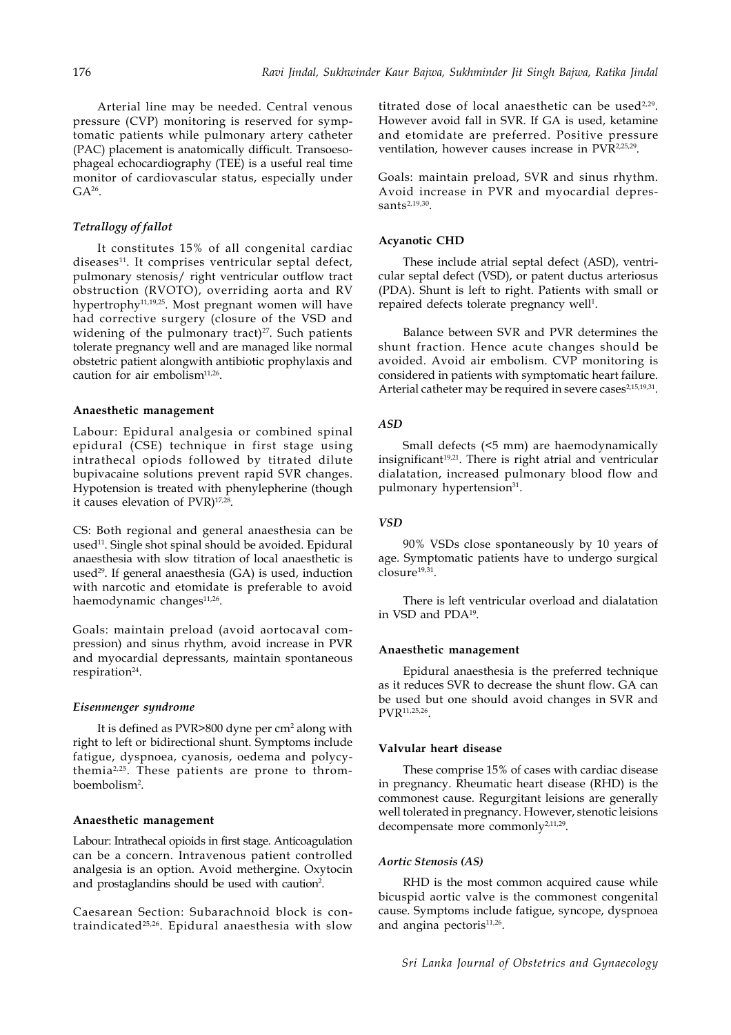Arterial line may be needed. Central venous pressure (CVP) monitoring is reserved for symptomatic patients while pulmonary artery catheter (PAC) placement is anatomically difficult. Transoesophageal echocardiography (TEE) is a useful real time monitor of cardiovascular status, especially under GA[26].

### *Tetrallogy of fallot*

It constitutes 15% of all congenital cardiac diseases[11]. It comprises ventricular septal defect, pulmonary stenosis/ right ventricular outflow tract obstruction (RVOTO), overriding aorta and RV hypertrophy[11,19,25]. Most pregnant women will have had corrective surgery (closure of the VSD and widening of the pulmonary tract)[27]. Such patients tolerate pregnancy well and are managed like normal obstetric patient alongwith antibiotic prophylaxis and caution for air embolism[11,26].

#### Anaesthetic management

Labour: Epidural analgesia or combined spinal epidural (CSE) technique in first stage using intrathecal opiods followed by titrated dilute bupivacaine solutions prevent rapid SVR changes. Hypotension is treated with phenylepherine (though it causes elevation of PVR)[17,28].

CS: Both regional and general anaesthesia can be used[11]. Single shot spinal should be avoided. Epidural anaesthesia with slow titration of local anaesthetic is used[29]. If general anaesthesia (GA) is used, induction with narcotic and etomidate is preferable to avoid haemodynamic changes[11,26].

Goals: maintain preload (avoid aortocaval compression) and sinus rhythm, avoid increase in PVR and myocardial depressants, maintain spontaneous respiration[24].

### *Eisenmenger syndrome*

It is defined as PVR>800 dyne per $cm^2$ along with right to left or bidirectional shunt. Symptoms include fatigue, dyspnoea, cyanosis, oedema and polycythemia[2,25]. These patients are prone to thromboembolism[2].

#### Anaesthetic management

Labour: Intrathecal opioids in first stage. Anticoagulation can be a concern. Intravenous patient controlled analgesia is an option. Avoid methergine. Oxytocin and prostaglandins should be used with caution[2].

Caesarean Section: Subarachnoid block is contraindicated[25,26]. Epidural anaesthesia with slow titrated dose of local anaesthetic can be used[2,29]. However avoid fall in SVR. If GA is used, ketamine and etomidate are preferred. Positive pressure ventilation, however causes increase in PVR[2,25,29].

Goals: maintain preload, SVR and sinus rhythm. Avoid increase in PVR and myocardial depressants[2,19,30].

#### Acyanotic CHD

These include atrial septal defect (ASD), ventricular septal defect (VSD), or patent ductus arteriosus (PDA). Shunt is left to right. Patients with small or repaired defects tolerate pregnancy well[1].

Balance between SVR and PVR determines the shunt fraction. Hence acute changes should be avoided. Avoid air embolism. CVP monitoring is considered in patients with symptomatic heart failure. Arterial catheter may be required in severe cases[2,15,19,31].

### *ASD*

Small defects (<5 mm) are haemodynamically insignificant[19,21]. There is right atrial and ventricular dialatation, increased pulmonary blood flow and pulmonary hypertension[31].

### *VSD*

90% VSDs close spontaneously by 10 years of age. Symptomatic patients have to undergo surgical closure[19,31].

There is left ventricular overload and dialatation in VSD and PDA[19].

#### Anaesthetic management

Epidural anaesthesia is the preferred technique as it reduces SVR to decrease the shunt flow. GA can be used but one should avoid changes in SVR and PVR[11,25,26].

#### Valvular heart disease

These comprise 15% of cases with cardiac disease in pregnancy. Rheumatic heart disease (RHD) is the commonest cause. Regurgitant leisions are generally well tolerated in pregnancy. However, stenotic leisions decompensate more commonly[2,11,29].

### *Aortic Stenosis (AS)*

RHD is the most common acquired cause while bicuspid aortic valve is the commonest congenital cause. Symptoms include fatigue, syncope, dyspnoea and angina pectoris[11,26].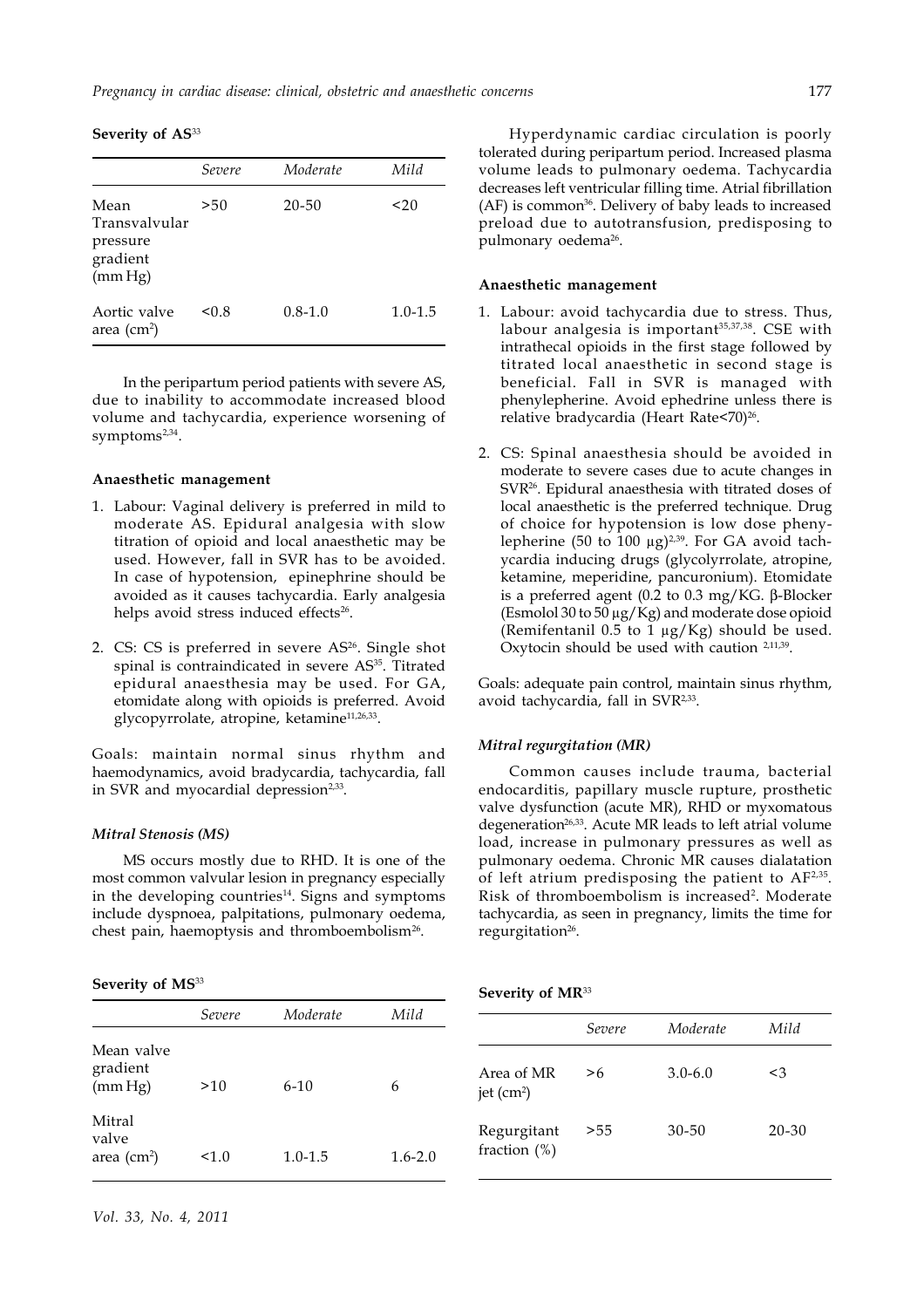**Severity of AS**[33]

| | Severe | Moderate | Mild |
|---|---|---|---|
| Mean Transvalvular pressure gradient (mm Hg) | >50 | 20-50 | <20 |
| Aortic valve area ($cm^2$) | <0.8 | 0.8-1.0 | 1.0-1.5 |

In the peripartum period patients with severe AS, due to inability to accommodate increased blood volume and tachycardia, experience worsening of symptoms[2,34].

#### Anaesthetic management

1. Labour: Vaginal delivery is preferred in mild to moderate AS. Epidural analgesia with slow titration of opioid and local anaesthetic may be used. However, fall in SVR has to be avoided. In case of hypotension, epinephrine should be avoided as it causes tachycardia. Early analgesia helps avoid stress induced effects[26].

2. CS: CS is preferred in severe AS[26]. Single shot spinal is contraindicated in severe AS[35]. Titrated epidural anaesthesia may be used. For GA, etomidate along with opioids is preferred. Avoid glycopyrrolate, atropine, ketamine[11,26,33].

Goals: maintain normal sinus rhythm and haemodynamics, avoid bradycardia, tachycardia, fall in SVR and myocardial depression[2,33].

#### *Mitral Stenosis (MS)*

MS occurs mostly due to RHD. It is one of the most common valvular lesion in pregnancy especially in the developing countries[14]. Signs and symptoms include dyspnoea, palpitations, pulmonary oedema, chest pain, haemoptysis and thromboembolism[26].

**Severity of MS**[33]

| | Severe | Moderate | Mild |
|---|---|---|---|
| Mean valve gradient (mm Hg) | >10 | 6-10 | 6 |
| Mitral valve area ($cm^2$) | <1.0 | 1.0-1.5 | 1.6-2.0 |

Hyperdynamic cardiac circulation is poorly tolerated during peripartum period. Increased plasma volume leads to pulmonary oedema. Tachycardia decreases left ventricular filling time. Atrial fibrillation (AF) is common[36]. Delivery of baby leads to increased preload due to autotransfusion, predisposing to pulmonary oedema[26].

#### Anaesthetic management

1. Labour: avoid tachycardia due to stress. Thus, labour analgesia is important[35,37,38]. CSE with intrathecal opioids in the first stage followed by titrated local anaesthetic in second stage is beneficial. Fall in SVR is managed with phenylepherine. Avoid ephedrine unless there is relative bradycardia (Heart Rate<70)[26].

2. CS: Spinal anaesthesia should be avoided in moderate to severe cases due to acute changes in SVR[26]. Epidural anaesthesia with titrated doses of local anaesthetic is the preferred technique. Drug of choice for hypotension is low dose phenylepherine (50 to 100 μg)[2,39]. For GA avoid tachycardia inducing drugs (glycolyrrolate, atropine, ketamine, meperidine, pancuronium). Etomidate is a preferred agent (0.2 to 0.3 mg/KG. β-Blocker (Esmolol 30 to 50 μg/Kg) and moderate dose opioid (Remifentanil 0.5 to 1 μg/Kg) should be used. Oxytocin should be used with caution [2,11,39].

Goals: adequate pain control, maintain sinus rhythm, avoid tachycardia, fall in SVR[2,33].

#### *Mitral regurgitation (MR)*

Common causes include trauma, bacterial endocarditis, papillary muscle rupture, prosthetic valve dysfunction (acute MR), RHD or myxomatous degeneration[26,33]. Acute MR leads to left atrial volume load, increase in pulmonary pressures as well as pulmonary oedema. Chronic MR causes dialatation of left atrium predisposing the patient to AF[2,35]. Risk of thromboembolism is increased[2]. Moderate tachycardia, as seen in pregnancy, limits the time for regurgitation[26].

**Severity of MR**[33]

| | Severe | Moderate | Mild |
|---|---|---|---|
| Area of MR jet ($cm^2$) | >6 | 3.0-6.0 | <3 |
| Regurgitant fraction (%) | >55 | 30-50 | 20-30 |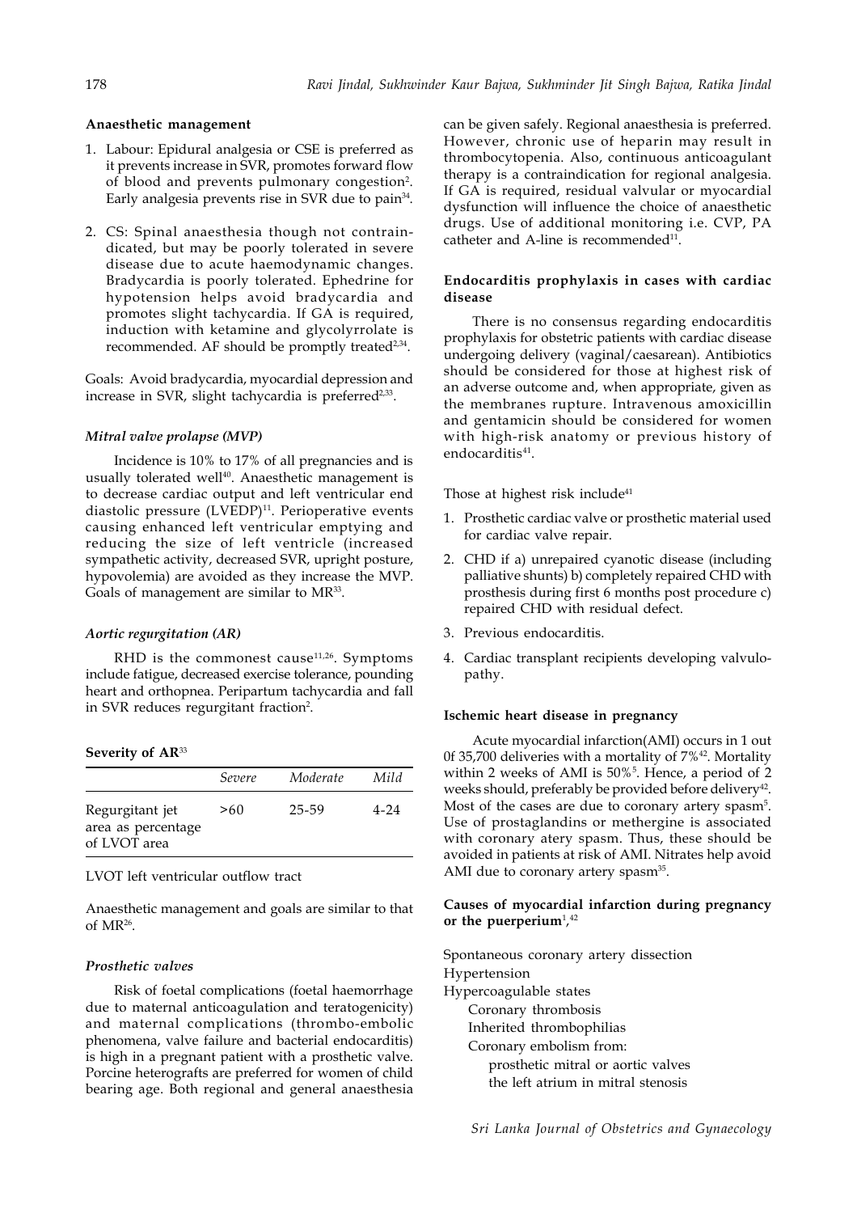#### Anaesthetic management

1. Labour: Epidural analgesia or CSE is preferred as it prevents increase in SVR, promotes forward flow of blood and prevents pulmonary congestion[2]. Early analgesia prevents rise in SVR due to pain[34].

2. CS: Spinal anaesthesia though not contraindicated, but may be poorly tolerated in severe disease due to acute haemodynamic changes. Bradycardia is poorly tolerated. Ephedrine for hypotension helps avoid bradycardia and promotes slight tachycardia. If GA is required, induction with ketamine and glycolyrrolate is recommended. AF should be promptly treated[2,34].

Goals: Avoid bradycardia, myocardial depression and increase in SVR, slight tachycardia is preferred[2,33].

#### *Mitral valve prolapse (MVP)*

Incidence is 10% to 17% of all pregnancies and is usually tolerated well[40]. Anaesthetic management is to decrease cardiac output and left ventricular end diastolic pressure (LVEDP)[11]. Perioperative events causing enhanced left ventricular emptying and reducing the size of left ventricle (increased sympathetic activity, decreased SVR, upright posture, hypovolemia) are avoided as they increase the MVP. Goals of management are similar to MR[33].

#### *Aortic regurgitation (AR)*

RHD is the commonest cause[11,26]. Symptoms include fatigue, decreased exercise tolerance, pounding heart and orthopnea. Peripartum tachycardia and fall in SVR reduces regurgitant fraction[2].

**Severity of AR**[33]

| | *Severe* | *Moderate* | *Mild* |
|---|---|---|---|
| Regurgitant jet area as percentage of LVOT area | >60 | 25-59 | 4-24 |

LVOT left ventricular outflow tract

Anaesthetic management and goals are similar to that of MR[26].

#### *Prosthetic valves*

Risk of foetal complications (foetal haemorrhage due to maternal anticoagulation and teratogenicity) and maternal complications (thrombo-embolic phenomena, valve failure and bacterial endocarditis) is high in a pregnant patient with a prosthetic valve. Porcine heterografts are preferred for women of child bearing age. Both regional and general anaesthesia can be given safely. Regional anaesthesia is preferred. However, chronic use of heparin may result in thrombocytopenia. Also, continuous anticoagulant therapy is a contraindication for regional analgesia. If GA is required, residual valvular or myocardial dysfunction will influence the choice of anaesthetic drugs. Use of additional monitoring i.e. CVP, PA catheter and A-line is recommended[11].

#### Endocarditis prophylaxis in cases with cardiac disease

There is no consensus regarding endocarditis prophylaxis for obstetric patients with cardiac disease undergoing delivery (vaginal/caesarean). Antibiotics should be considered for those at highest risk of an adverse outcome and, when appropriate, given as the membranes rupture. Intravenous amoxicillin and gentamicin should be considered for women with high-risk anatomy or previous history of endocarditis[41].

Those at highest risk include[41]

1. Prosthetic cardiac valve or prosthetic material used for cardiac valve repair.
2. CHD if a) unrepaired cyanotic disease (including palliative shunts) b) completely repaired CHD with prosthesis during first 6 months post procedure c) repaired CHD with residual defect.
3. Previous endocarditis.
4. Cardiac transplant recipients developing valvulopathy.

#### Ischemic heart disease in pregnancy

Acute myocardial infarction(AMI) occurs in 1 out 0f 35,700 deliveries with a mortality of 7%[42]. Mortality within 2 weeks of AMI is 50%[5]. Hence, a period of 2 weeks should, preferably be provided before delivery[42]. Most of the cases are due to coronary artery spasm[5]. Use of prostaglandins or methergine is associated with coronary atery spasm. Thus, these should be avoided in patients at risk of AMI. Nitrates help avoid AMI due to coronary artery spasm[35].

#### Causes of myocardial infarction during pregnancy or the puerperium[1,42]

Spontaneous coronary artery dissection
Hypertension
Hypercoagulable states
- Coronary thrombosis
- Inherited thrombophilias
- Coronary embolism from:
  - prosthetic mitral or aortic valves
  - the left atrium in mitral stenosis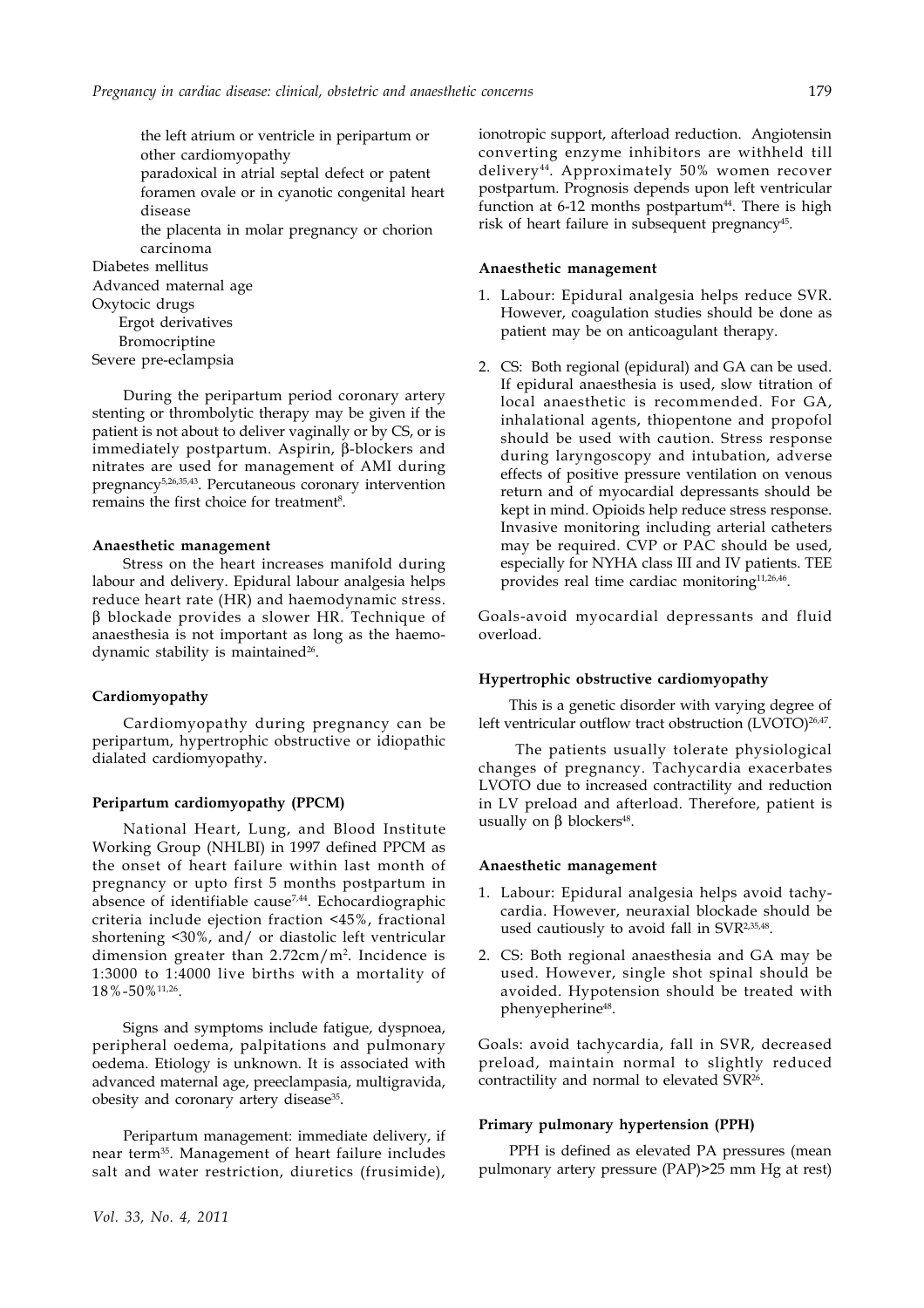the left atrium or ventricle in peripartum or other cardiomyopathy
paradoxical in atrial septal defect or patent foramen ovale or in cyanotic congenital heart disease
the placenta in molar pregnancy or chorion carcinoma

Diabetes mellitus
Advanced maternal age
Oxytocic drugs
  Ergot derivatives
  Bromocriptine
Severe pre-eclampsia

During the peripartum period coronary artery stenting or thrombolytic therapy may be given if the patient is not about to deliver vaginally or by CS, or is immediately postpartum. Aspirin, β-blockers and nitrates are used for management of AMI during pregnancy[5,26,35,43]. Percutaneous coronary intervention remains the first choice for treatment[8].

**Anaesthetic management**

Stress on the heart increases manifold during labour and delivery. Epidural labour analgesia helps reduce heart rate (HR) and haemodynamic stress. β blockade provides a slower HR. Technique of anaesthesia is not important as long as the haemodynamic stability is maintained[26].

**Cardiomyopathy**

Cardiomyopathy during pregnancy can be peripartum, hypertrophic obstructive or idiopathic dialated cardiomyopathy.

**Peripartum cardiomyopathy (PPCM)**

National Heart, Lung, and Blood Institute Working Group (NHLBI) in 1997 defined PPCM as the onset of heart failure within last month of pregnancy or upto first 5 months postpartum in absence of identifiable cause[7,44]. Echocardiographic criteria include ejection fraction <45%, fractional shortening <30%, and/ or diastolic left ventricular dimension greater than 2.72cm/m$^2$. Incidence is 1:3000 to 1:4000 live births with a mortality of 18%-50%[11,26].

Signs and symptoms include fatigue, dyspnoea, peripheral oedema, palpitations and pulmonary oedema. Etiology is unknown. It is associated with advanced maternal age, preeclampsia, multigravida, obesity and coronary artery disease[35].

Peripartum management: immediate delivery, if near term[35]. Management of heart failure includes salt and water restriction, diuretics (frusimide), ionotropic support, afterload reduction. Angiotensin converting enzyme inhibitors are withheld till delivery[44]. Approximately 50% women recover postpartum. Prognosis depends upon left ventricular function at 6-12 months postpartum[44]. There is high risk of heart failure in subsequent pregnancy[45].

**Anaesthetic management**

1. Labour: Epidural analgesia helps reduce SVR. However, coagulation studies should be done as patient may be on anticoagulant therapy.
2. CS: Both regional (epidural) and GA can be used. If epidural anaesthesia is used, slow titration of local anaesthetic is recommended. For GA, inhalational agents, thiopentone and propofol should be used with caution. Stress response during laryngoscopy and intubation, adverse effects of positive pressure ventilation on venous return and of myocardial depressants should be kept in mind. Opioids help reduce stress response. Invasive monitoring including arterial catheters may be required. CVP or PAC should be used, especially for NYHA class III and IV patients. TEE provides real time cardiac monitoring[11,26,46].

Goals-avoid myocardial depressants and fluid overload.

**Hypertrophic obstructive cardiomyopathy**

This is a genetic disorder with varying degree of left ventricular outflow tract obstruction (LVOTO)[26,47].

The patients usually tolerate physiological changes of pregnancy. Tachycardia exacerbates LVOTO due to increased contractility and reduction in LV preload and afterload. Therefore, patient is usually on β blockers[48].

**Anaesthetic management**

1. Labour: Epidural analgesia helps avoid tachycardia. However, neuraxial blockade should be used cautiously to avoid fall in SVR[2,35,48].
2. CS: Both regional anaesthesia and GA may be used. However, single shot spinal should be avoided. Hypotension should be treated with phenyepherine[48].

Goals: avoid tachycardia, fall in SVR, decreased preload, maintain normal to slightly reduced contractility and normal to elevated SVR[26].

**Primary pulmonary hypertension (PPH)**

PPH is defined as elevated PA pressures (mean pulmonary artery pressure (PAP)>25 mm Hg at rest)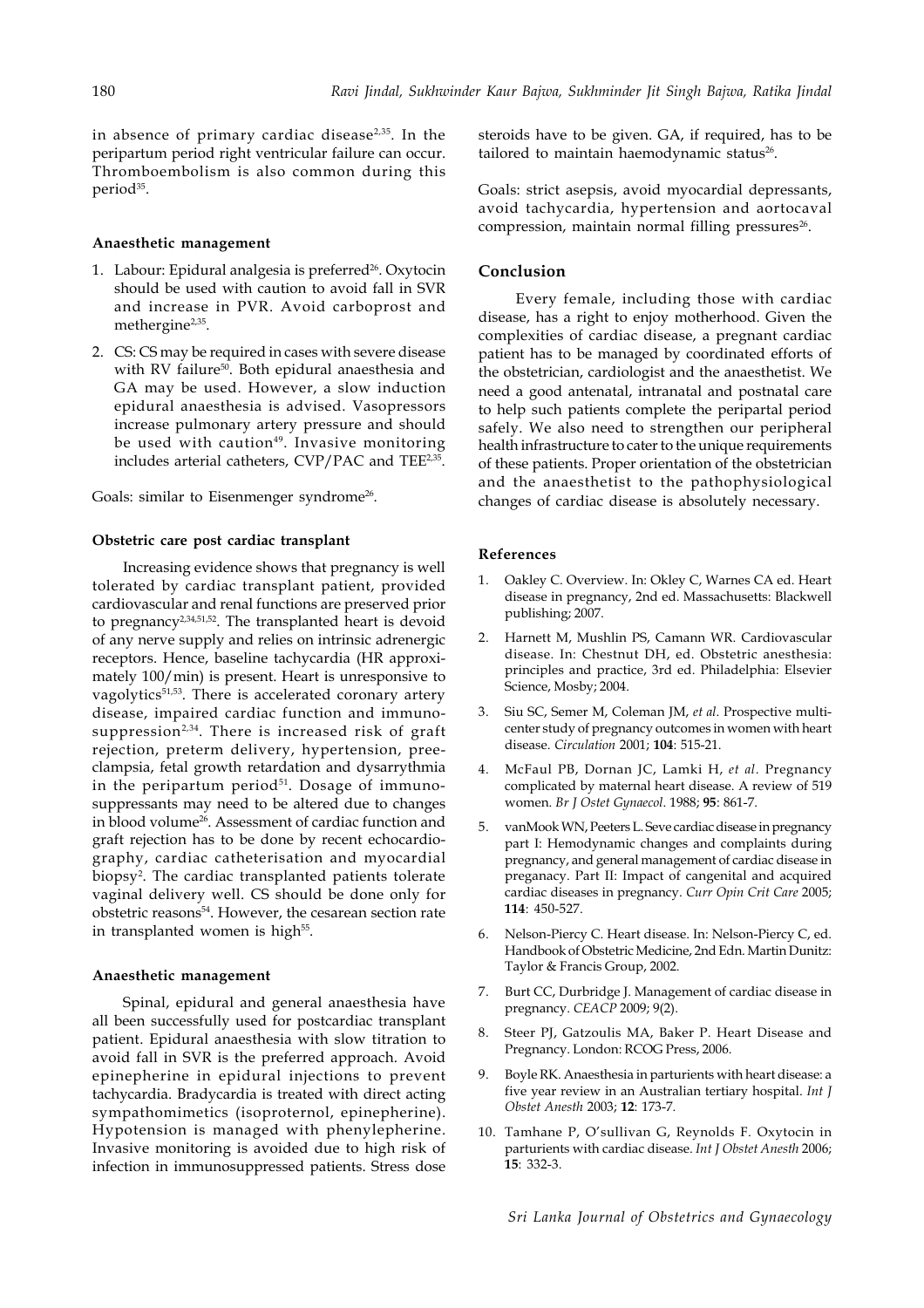in absence of primary cardiac disease[2,35]. In the peripartum period right ventricular failure can occur. Thromboembolism is also common during this period[35].

#### Anaesthetic management

1. Labour: Epidural analgesia is preferred[26]. Oxytocin should be used with caution to avoid fall in SVR and increase in PVR. Avoid carboprost and methergine[2,35].
2. CS: CS may be required in cases with severe disease with RV failure[50]. Both epidural anaesthesia and GA may be used. However, a slow induction epidural anaesthesia is advised. Vasopressors increase pulmonary artery pressure and should be used with caution[49]. Invasive monitoring includes arterial catheters, CVP/PAC and TEE[2,35].

Goals: similar to Eisenmenger syndrome[26].

#### Obstetric care post cardiac transplant

Increasing evidence shows that pregnancy is well tolerated by cardiac transplant patient, provided cardiovascular and renal functions are preserved prior to pregnancy[2,34,51,52]. The transplanted heart is devoid of any nerve supply and relies on intrinsic adrenergic receptors. Hence, baseline tachycardia (HR approximately 100/min) is present. Heart is unresponsive to vagolytics[51,53]. There is accelerated coronary artery disease, impaired cardiac function and immunosuppression[2,34]. There is increased risk of graft rejection, preterm delivery, hypertension, preeclampsia, fetal growth retardation and dysarrythmia in the peripartum period[51]. Dosage of immunosuppressants may need to be altered due to changes in blood volume[26]. Assessment of cardiac function and graft rejection has to be done by recent echocardiography, cardiac catheterisation and myocardial biopsy[2]. The cardiac transplanted patients tolerate vaginal delivery well. CS should be done only for obstetric reasons[54]. However, the cesarean section rate in transplanted women is high[55].

#### Anaesthetic management

Spinal, epidural and general anaesthesia have all been successfully used for postcardiac transplant patient. Epidural anaesthesia with slow titration to avoid fall in SVR is the preferred approach. Avoid epinepherine in epidural injections to prevent tachycardia. Bradycardia is treated with direct acting sympathomimetics (isoproternol, epinepherine). Hypotension is managed with phenylepherine. Invasive monitoring is avoided due to high risk of infection in immunosuppressed patients. Stress dose steroids have to be given. GA, if required, has to be tailored to maintain haemodynamic status[26].

Goals: strict asepsis, avoid myocardial depressants, avoid tachycardia, hypertension and aortocaval compression, maintain normal filling pressures[26].

## Conclusion

Every female, including those with cardiac disease, has a right to enjoy motherhood. Given the complexities of cardiac disease, a pregnant cardiac patient has to be managed by coordinated efforts of the obstetrician, cardiologist and the anaesthetist. We need a good antenatal, intranatal and postnatal care to help such patients complete the peripartal period safely. We also need to strengthen our peripheral health infrastructure to cater to the unique requirements of these patients. Proper orientation of the obstetrician and the anaesthetist to the pathophysiological changes of cardiac disease is absolutely necessary.

#### References

1. Oakley C. Overview. In: Okley C, Warnes CA ed. Heart disease in pregnancy, 2nd ed. Massachusetts: Blackwell publishing; 2007.
2. Harnett M, Mushlin PS, Camann WR. Cardiovascular disease. In: Chestnut DH, ed. Obstetric anesthesia: principles and practice, 3rd ed. Philadelphia: Elsevier Science, Mosby; 2004.
3. Siu SC, Semer M, Coleman JM, *et al*. Prospective multicenter study of pregnancy outcomes in women with heart disease. *Circulation* 2001; **104**: 515-21.
4. McFaul PB, Dornan JC, Lamki H, *et al*. Pregnancy complicated by maternal heart disease. A review of 519 women. *Br J Ostet Gynaecol*. 1988; **95**: 861-7.
5. vanMook WN, Peeters L. Seve cardiac disease in pregnancy part I: Hemodynamic changes and complaints during pregnancy, and general management of cardiac disease in preganacy. Part II: Impact of cangenital and acquired cardiac diseases in pregnancy. *Curr Opin Crit Care* 2005; **114**: 450-527.
6. Nelson-Piercy C. Heart disease. In: Nelson-Piercy C, ed. Handbook of Obstetric Medicine, 2nd Edn. Martin Dunitz: Taylor & Francis Group, 2002.
7. Burt CC, Durbridge J. Management of cardiac disease in pregnancy. *CEACP* 2009; 9(2).
8. Steer PJ, Gatzoulis MA, Baker P. Heart Disease and Pregnancy. London: RCOG Press, 2006.
9. Boyle RK. Anaesthesia in parturients with heart disease: a five year review in an Australian tertiary hospital. *Int J Obstet Anesth* 2003; **12**: 173-7.
10. Tamhane P, O'sullivan G, Reynolds F. Oxytocin in parturients with cardiac disease. *Int J Obstet Anesth* 2006; **15**: 332-3.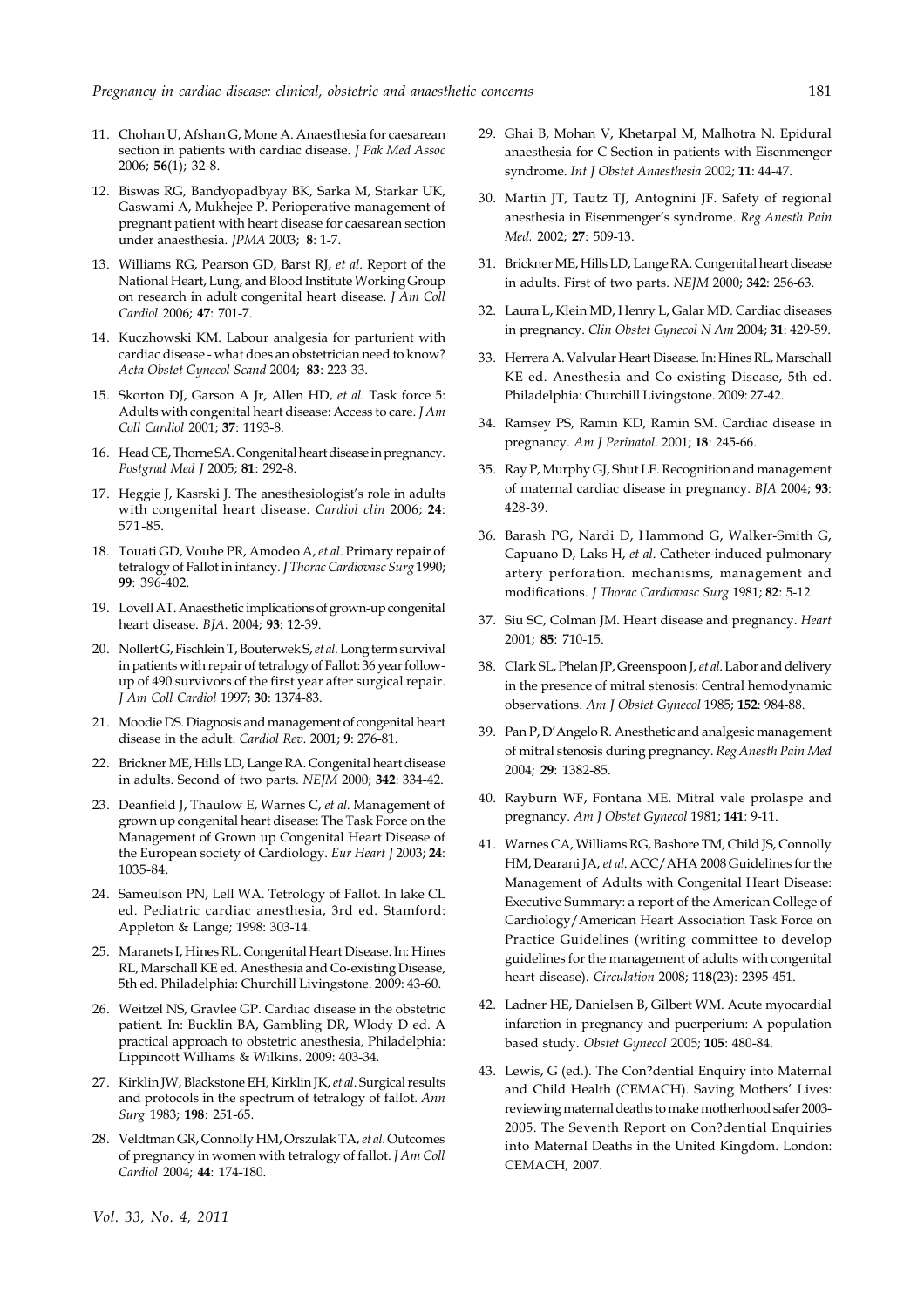11. Chohan U, Afshan G, Mone A. Anaesthesia for caesarean section in patients with cardiac disease. *J Pak Med Assoc* 2006; **56**(1); 32-8.

12. Biswas RG, Bandyopadbyay BK, Sarka M, Starkar UK, Gaswami A, Mukhejee P. Perioperative management of pregnant patient with heart disease for caesarean section under anaesthesia. *JPMA* 2003; **8**: 1-7.

13. Williams RG, Pearson GD, Barst RJ, *et al*. Report of the National Heart, Lung, and Blood Institute Working Group on research in adult congenital heart disease. *J Am Coll Cardiol* 2006; **47**: 701-7.

14. Kuczhowski KM. Labour analgesia for parturient with cardiac disease - what does an obstetrician need to know? *Acta Obstet Gynecol Scand* 2004; **83**: 223-33.

15. Skorton DJ, Garson A Jr, Allen HD, *et al*. Task force 5: Adults with congenital heart disease: Access to care. *J Am Coll Cardiol* 2001; **37**: 1193-8.

16. Head CE, Thorne SA. Congenital heart disease in pregnancy. *Postgrad Med J* 2005; **81**: 292-8.

17. Heggie J, Kasrski J. The anesthesiologist's role in adults with congenital heart disease. *Cardiol clin* 2006; **24**: 571-85.

18. Touati GD, Vouhe PR, Amodeo A, *et al*. Primary repair of tetralogy of Fallot in infancy. *J Thorac Cardiovasc Surg* 1990; **99**: 396-402.

19. Lovell AT. Anaesthetic implications of grown-up congenital heart disease. *BJA*. 2004; **93**: 12-39.

20. Nollert G, Fischlein T, Bouterwek S, *et al*. Long term survival in patients with repair of tetralogy of Fallot: 36 year follow-up of 490 survivors of the first year after surgical repair. *J Am Coll Cardiol* 1997; **30**: 1374-83.

21. Moodie DS. Diagnosis and management of congenital heart disease in the adult. *Cardiol Rev*. 2001; **9**: 276-81.

22. Brickner ME, Hills LD, Lange RA. Congenital heart disease in adults. Second of two parts. *NEJM* 2000; **342**: 334-42.

23. Deanfield J, Thaulow E, Warnes C, *et al*. Management of grown up congenital heart disease: The Task Force on the Management of Grown up Congenital Heart Disease of the European society of Cardiology. *Eur Heart J* 2003; **24**: 1035-84.

24. Sameulson PN, Lell WA. Tetrology of Fallot. In lake CL ed. Pediatric cardiac anesthesia, 3rd ed. Stamford: Appleton & Lange; 1998: 303-14.

25. Maranets I, Hines RL. Congenital Heart Disease. In: Hines RL, Marschall KE ed. Anesthesia and Co-existing Disease, 5th ed. Philadelphia: Churchill Livingstone. 2009: 43-60.

26. Weitzel NS, Gravlee GP. Cardiac disease in the obstetric patient. In: Bucklin BA, Gambling DR, Wlody D ed. A practical approach to obstetric anesthesia, Philadelphia: Lippincott Williams & Wilkins. 2009: 403-34.

27. Kirklin JW, Blackstone EH, Kirklin JK, *et al*. Surgical results and protocols in the spectrum of tetralogy of fallot. *Ann Surg* 1983; **198**: 251-65.

28. Veldtman GR, Connolly HM, Orszulak TA, *et al*. Outcomes of pregnancy in women with tetralogy of fallot. *J Am Coll Cardiol* 2004; **44**: 174-180.

29. Ghai B, Mohan V, Khetarpal M, Malhotra N. Epidural anaesthesia for C Section in patients with Eisenmenger syndrome. *Int J Obstet Anaesthesia* 2002; **11**: 44-47.

30. Martin JT, Tautz TJ, Antognini JF. Safety of regional anesthesia in Eisenmenger's syndrome. *Reg Anesth Pain Med.* 2002; **27**: 509-13.

31. Brickner ME, Hills LD, Lange RA. Congenital heart disease in adults. First of two parts. *NEJM* 2000; **342**: 256-63.

32. Laura L, Klein MD, Henry L, Galar MD. Cardiac diseases in pregnancy. *Clin Obstet Gynecol N Am* 2004; **31**: 429-59.

33. Herrera A. Valvular Heart Disease. In: Hines RL, Marschall KE ed. Anesthesia and Co-existing Disease, 5th ed. Philadelphia: Churchill Livingstone. 2009: 27-42.

34. Ramsey PS, Ramin KD, Ramin SM. Cardiac disease in pregnancy. *Am J Perinatol.* 2001; **18**: 245-66.

35. Ray P, Murphy GJ, Shut LE. Recognition and management of maternal cardiac disease in pregnancy. *BJA* 2004; **93**: 428-39.

36. Barash PG, Nardi D, Hammond G, Walker-Smith G, Capuano D, Laks H, *et al*. Catheter-induced pulmonary artery perforation. mechanisms, management and modifications. *J Thorac Cardiovasc Surg* 1981; **82**: 5-12.

37. Siu SC, Colman JM. Heart disease and pregnancy. *Heart* 2001; **85**: 710-15.

38. Clark SL, Phelan JP, Greenspoon J, *et al*. Labor and delivery in the presence of mitral stenosis: Central hemodynamic observations. *Am J Obstet Gynecol* 1985; **152**: 984-88.

39. Pan P, D'Angelo R. Anesthetic and analgesic management of mitral stenosis during pregnancy. *Reg Anesth Pain Med* 2004; **29**: 1382-85.

40. Rayburn WF, Fontana ME. Mitral vale prolaspe and pregnancy. *Am J Obstet Gynecol* 1981; **141**: 9-11.

41. Warnes CA, Williams RG, Bashore TM, Child JS, Connolly HM, Dearani JA, *et al*. ACC/AHA 2008 Guidelines for the Management of Adults with Congenital Heart Disease: Executive Summary: a report of the American College of Cardiology/American Heart Association Task Force on Practice Guidelines (writing committee to develop guidelines for the management of adults with congenital heart disease). *Circulation* 2008; **118**(23): 2395-451.

42. Ladner HE, Danielsen B, Gilbert WM. Acute myocardial infarction in pregnancy and puerperium: A population based study. *Obstet Gynecol* 2005; **105**: 480-84.

43. Lewis, G (ed.). The Con?dential Enquiry into Maternal and Child Health (CEMACH). Saving Mothers' Lives: reviewing maternal deaths to make motherhood safer 2003-2005. The Seventh Report on Con?dential Enquiries into Maternal Deaths in the United Kingdom. London: CEMACH, 2007.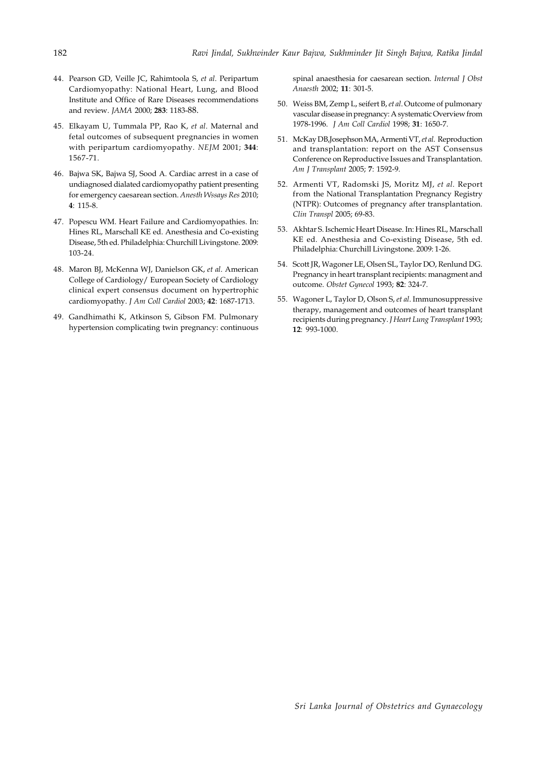44. Pearson GD, Veille JC, Rahimtoola S, *et al*. Peripartum Cardiomyopathy: National Heart, Lung, and Blood Institute and Office of Rare Diseases recommendations and review. *JAMA* 2000; **283**: 1183-88.

45. Elkayam U, Tummala PP, Rao K, *et al*. Maternal and fetal outcomes of subsequent pregnancies in women with peripartum cardiomyopathy. *NEJM* 2001; **344**: 1567-71.

46. Bajwa SK, Bajwa SJ, Sood A. Cardiac arrest in a case of undiagnosed dialated cardiomyopathy patient presenting for emergency caesarean section. *Anesth Wssays Res* 2010; **4**: 115-8.

47. Popescu WM. Heart Failure and Cardiomyopathies. In: Hines RL, Marschall KE ed. Anesthesia and Co-existing Disease, 5th ed. Philadelphia: Churchill Livingstone. 2009: 103-24.

48. Maron BJ, McKenna WJ, Danielson GK, *et al*. American College of Cardiology/ European Society of Cardiology clinical expert consensus document on hypertrophic cardiomyopathy. *J Am Coll Cardiol* 2003; **42**: 1687-1713.

49. Gandhimathi K, Atkinson S, Gibson FM. Pulmonary hypertension complicating twin pregnancy: continuous spinal anaesthesia for caesarean section. *Internal J Obst Anaesth* 2002; **11**: 301-5.

50. Weiss BM, Zemp L, seifert B, *et al*. Outcome of pulmonary vascular disease in pregnancy: A systematic Overview from 1978-1996. *J Am Coll Cardiol* 1998; **31**: 1650-7.

51. McKay DB,Josephson MA, Armenti VT, *et al.* Reproduction and transplantation: report on the AST Consensus Conference on Reproductive Issues and Transplantation. *Am J Transplant* 2005; **7**: 1592-9.

52. Armenti VT, Radomski JS, Moritz MJ, *et al*. Report from the National Transplantation Pregnancy Registry (NTPR): Outcomes of pregnancy after transplantation. *Clin Transpl* 2005; 69-83.

53. Akhtar S. Ischemic Heart Disease. In: Hines RL, Marschall KE ed. Anesthesia and Co-existing Disease, 5th ed. Philadelphia: Churchill Livingstone. 2009: 1-26.

54. Scott JR, Wagoner LE, Olsen SL, Taylor DO, Renlund DG. Pregnancy in heart transplant recipients: managment and outcome. *Obstet Gynecol* 1993; **82**: 324-7.

55. Wagoner L, Taylor D, Olson S, *et al*. Immunosuppressive therapy, management and outcomes of heart transplant recipients during pregnancy. *J Heart Lung Transplant* 1993; **12**: 993-1000.